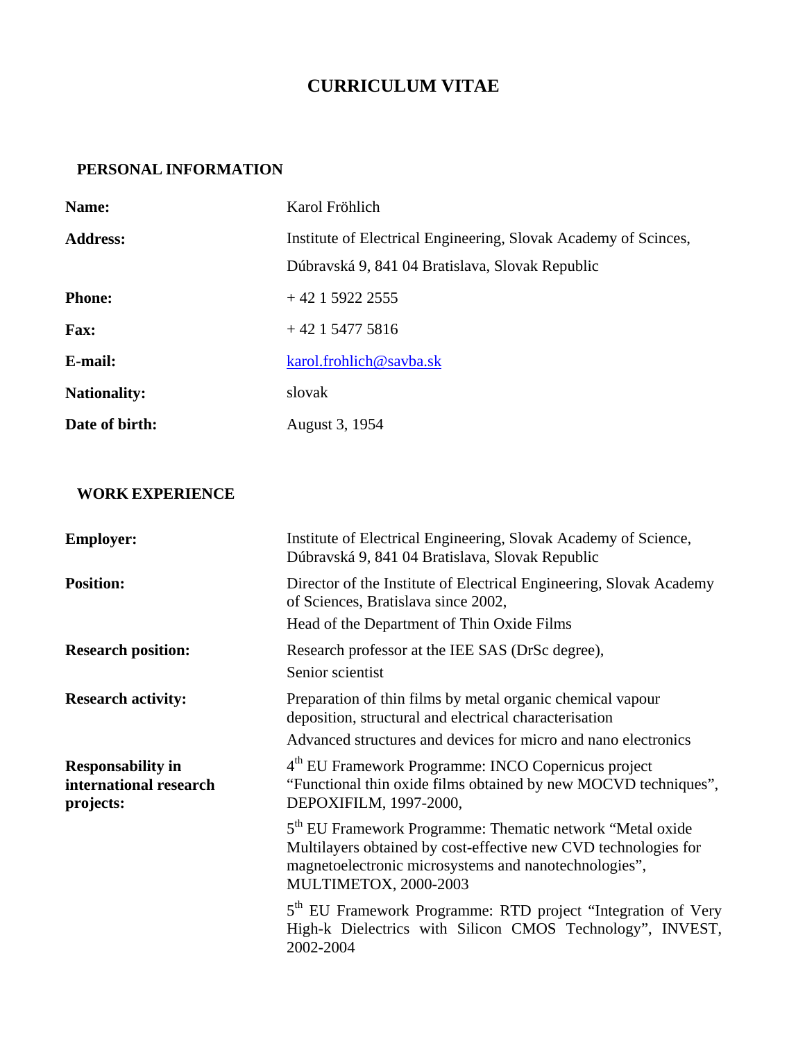# CURRICULUM VITAE

## PERSONAL INFORMATION

| | |
|---|---|
| **Name:** | Karol Fröhlich |
| **Address:** | Institute of Electrical Engineering, Slovak Academy of Scinces, Dúbravská 9, 841 04 Bratislava, Slovak Republic |
| **Phone:** | + 42 1 5922 2555 |
| **Fax:** | + 42 1 5477 5816 |
| **E-mail:** | karol.frohlich@savba.sk |
| **Nationality:** | slovak |
| **Date of birth:** | August 3, 1954 |

## WORK EXPERIENCE

| | |
|---|---|
| **Employer:** | Institute of Electrical Engineering, Slovak Academy of Science, Dúbravská 9, 841 04 Bratislava, Slovak Republic |
| **Position:** | Director of the Institute of Electrical Engineering, Slovak Academy of Sciences, Bratislava since 2002,<br>Head of the Department of Thin Oxide Films |
| **Research position:** | Research professor at the IEE SAS (DrSc degree),<br>Senior scientist |
| **Research activity:** | Preparation of thin films by metal organic chemical vapour deposition, structural and electrical characterisation<br>Advanced structures and devices for micro and nano electronics |
| **Responsability in international research projects:** | 4th EU Framework Programme: INCO Copernicus project "Functional thin oxide films obtained by new MOCVD techniques", DEPOXIFILM, 1997-2000,<br>5th EU Framework Programme: Thematic network "Metal oxide Multilayers obtained by cost-effective new CVD technologies for magnetoelectronic microsystems and nanotechnologies", MULTIMETOX, 2000-2003<br>5th EU Framework Programme: RTD project "Integration of Very High-k Dielectrics with Silicon CMOS Technology", INVEST, 2002-2004 |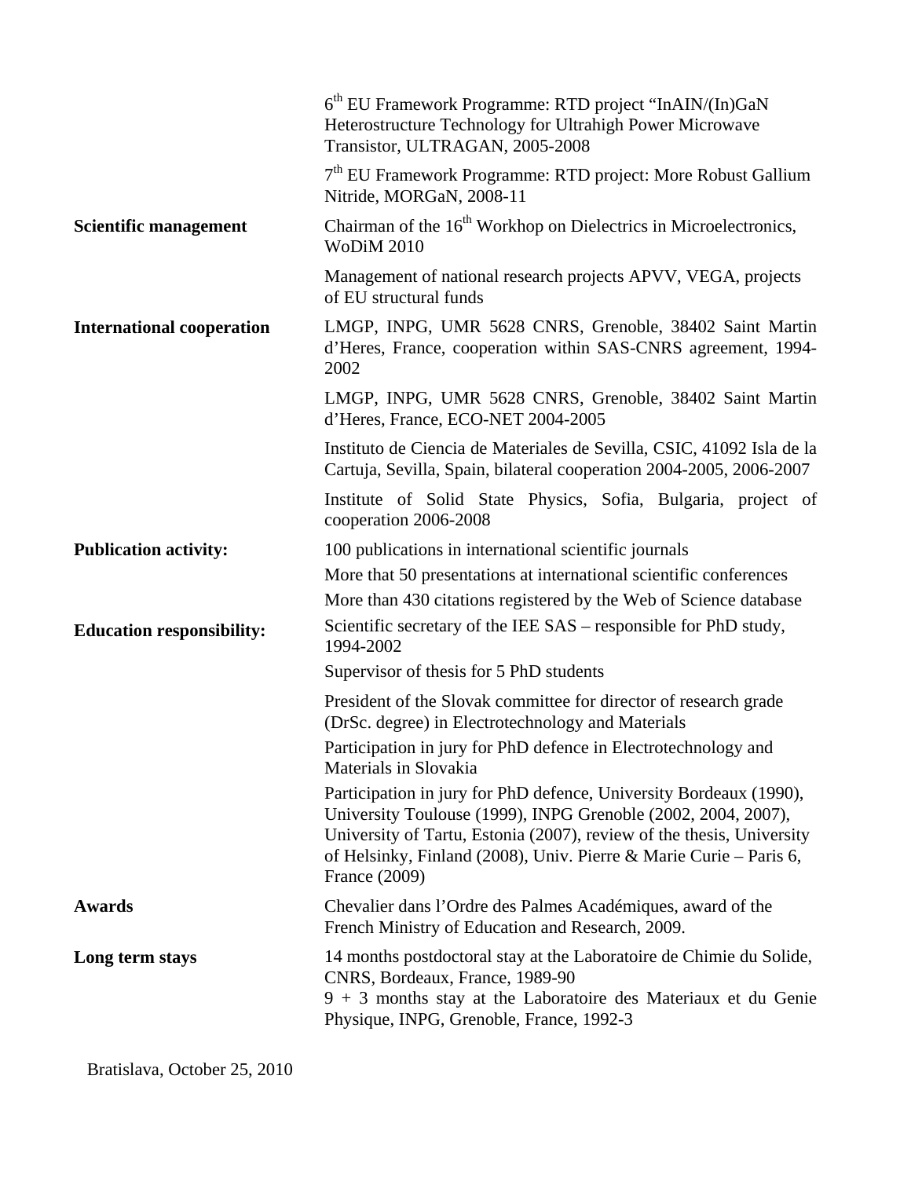| | |
|---|---|
| | 6th EU Framework Programme: RTD project "InAlN/(In)GaN Heterostructure Technology for Ultrahigh Power Microwave Transistor, ULTRAGAN, 2005-2008 |
| | 7th EU Framework Programme: RTD project: More Robust Gallium Nitride, MORGaN, 2008-11 |
| **Scientific management** | Chairman of the 16th Workhop on Dielectrics in Microelectronics, WoDiM 2010 |
| | Management of national research projects APVV, VEGA, projects of EU structural funds |
| **International cooperation** | LMGP, INPG, UMR 5628 CNRS, Grenoble, 38402 Saint Martin d'Heres, France, cooperation within SAS-CNRS agreement, 1994-2002 |
| | LMGP, INPG, UMR 5628 CNRS, Grenoble, 38402 Saint Martin d'Heres, France, ECO-NET 2004-2005 |
| | Instituto de Ciencia de Materiales de Sevilla, CSIC, 41092 Isla de la Cartuja, Sevilla, Spain, bilateral cooperation 2004-2005, 2006-2007 |
| | Institute of Solid State Physics, Sofia, Bulgaria, project of cooperation 2006-2008 |
| **Publication activity:** | 100 publications in international scientific journals |
| | More that 50 presentations at international scientific conferences |
| | More than 430 citations registered by the Web of Science database |
| **Education responsibility:** | Scientific secretary of the IEE SAS – responsible for PhD study, 1994-2002 |
| | Supervisor of thesis for 5 PhD students |
| | President of the Slovak committee for director of research grade (DrSc. degree) in Electrotechnology and Materials |
| | Participation in jury for PhD defence in Electrotechnology and Materials in Slovakia |
| | Participation in jury for PhD defence, University Bordeaux (1990), University Toulouse (1999), INPG Grenoble (2002, 2004, 2007), University of Tartu, Estonia (2007), review of the thesis, University of Helsinky, Finland (2008), Univ. Pierre & Marie Curie – Paris 6, France (2009) |
| **Awards** | Chevalier dans l'Ordre des Palmes Académiques, award of the French Ministry of Education and Research, 2009. |
| **Long term stays** | 14 months postdoctoral stay at the Laboratoire de Chimie du Solide, CNRS, Bordeaux, France, 1989-90 |
| | 9 + 3 months stay at the Laboratoire des Materiaux et du Genie Physique, INPG, Grenoble, France, 1992-3 |

Bratislava, October 25, 2010